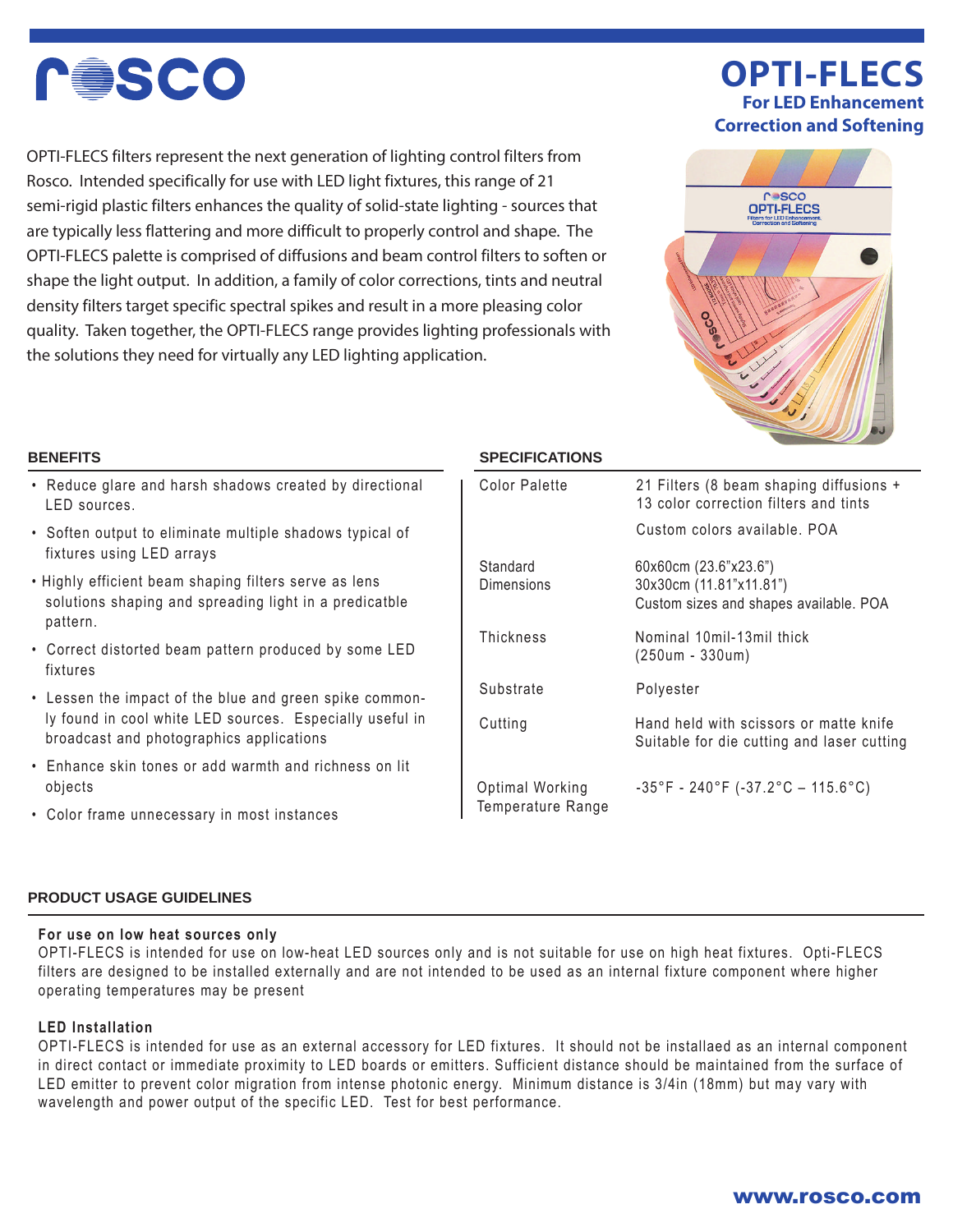# OPTI-FLECS

## For LED Enhancement Correction and Softening

OPTI-FLECS filters represent the next generation of lighting control filters from Rosco. Intended specifically for use with LED light fixtures, this range of 21 semi-rigid plastic filters enhances the quality of solid-state lighting - sources that are typically less flattering and more difficult to properly control and shape. The OPTI-FLECS palette is comprised of diffusions and beam control filters to soften or shape the light output. In addition, a family of color corrections, tints and neutral density filters target specific spectral spikes and result in a more pleasing color quality. Taken together, the OPTI-FLECS range provides lighting professionals with the solutions they need for virtually any LED lighting application.

### BENEFITS

- Reduce glare and harsh shadows created by directional LED sources.
- Soften output to eliminate multiple shadows typical of fixtures using LED arrays
- Highly efficient beam shaping filters serve as lens solutions shaping and spreading light in a predicatble pattern.
- Correct distorted beam pattern produced by some LED fixtures
- Lessen the impact of the blue and green spike commonly found in cool white LED sources. Especially useful in broadcast and photographics applications
- Enhance skin tones or add warmth and richness on lit objects
- Color frame unnecessary in most instances

### SPECIFICATIONS

| | |
|---|---|
| Color Palette | 21 Filters (8 beam shaping diffusions + 13 color correction filters and tints<br>Custom colors available. POA |
| Standard Dimensions | 60x60cm (23.6"x23.6")<br>30x30cm (11.81"x11.81")<br>Custom sizes and shapes available. POA |
| Thickness | Nominal 10mil-13mil thick (250um - 330um) |
| Substrate | Polyester |
| Cutting | Hand held with scissors or matte knife<br>Suitable for die cutting and laser cutting |
| Optimal Working Temperature Range | -35°F - 240°F (-37.2°C – 115.6°C) |

### PRODUCT USAGE GUIDELINES

**For use on low heat sources only**
OPTI-FLECS is intended for use on low-heat LED sources only and is not suitable for use on high heat fixtures. Opti-FLECS filters are designed to be installed externally and are not intended to be used as an internal fixture component where higher operating temperatures may be present

**LED Installation**
OPTI-FLECS is intended for use as an external accessory for LED fixtures. It should not be installaed as an internal component in direct contact or immediate proximity to LED boards or emitters. Sufficient distance should be maintained from the surface of LED emitter to prevent color migration from intense photonic energy. Minimum distance is 3/4in (18mm) but may vary with wavelength and power output of the specific LED. Test for best performance.

www.rosco.com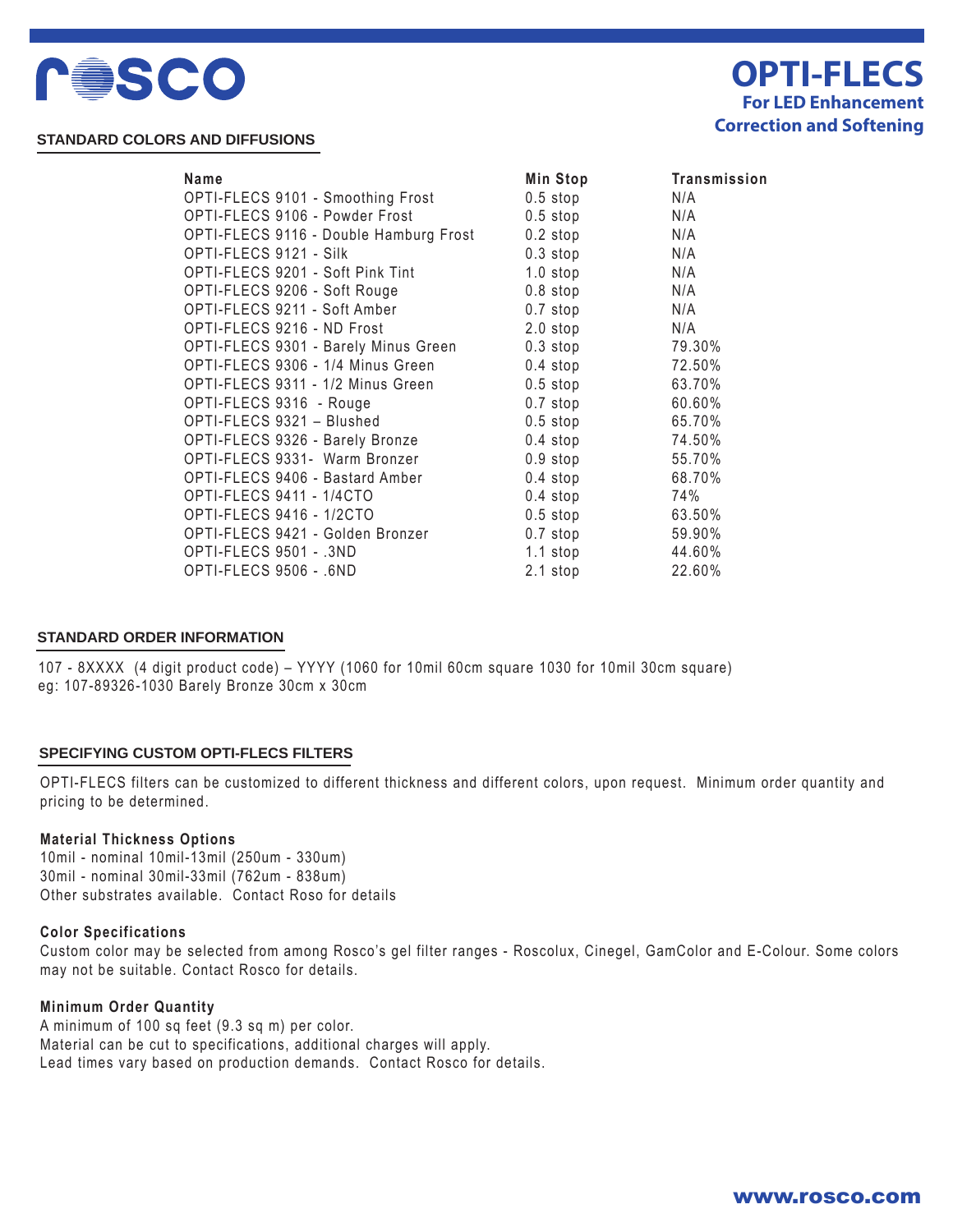rosco

# OPTI-FLECS

**For LED Enhancement**
**Correction and Softening**

## STANDARD COLORS AND DIFFUSIONS

| Name | Min Stop | Transmission |
|---|---|---|
| OPTI-FLECS 9101 - Smoothing Frost | 0.5 stop | N/A |
| OPTI-FLECS 9106 - Powder Frost | 0.5 stop | N/A |
| OPTI-FLECS 9116 - Double Hamburg Frost | 0.2 stop | N/A |
| OPTI-FLECS 9121 - Silk | 0.3 stop | N/A |
| OPTI-FLECS 9201 - Soft Pink Tint | 1.0 stop | N/A |
| OPTI-FLECS 9206 - Soft Rouge | 0.8 stop | N/A |
| OPTI-FLECS 9211 - Soft Amber | 0.7 stop | N/A |
| OPTI-FLECS 9216 - ND Frost | 2.0 stop | N/A |
| OPTI-FLECS 9301 - Barely Minus Green | 0.3 stop | 79.30% |
| OPTI-FLECS 9306 - 1/4 Minus Green | 0.4 stop | 72.50% |
| OPTI-FLECS 9311 - 1/2 Minus Green | 0.5 stop | 63.70% |
| OPTI-FLECS 9316 - Rouge | 0.7 stop | 60.60% |
| OPTI-FLECS 9321 – Blushed | 0.5 stop | 65.70% |
| OPTI-FLECS 9326 - Barely Bronze | 0.4 stop | 74.50% |
| OPTI-FLECS 9331- Warm Bronzer | 0.9 stop | 55.70% |
| OPTI-FLECS 9406 - Bastard Amber | 0.4 stop | 68.70% |
| OPTI-FLECS 9411 - 1/4CTO | 0.4 stop | 74% |
| OPTI-FLECS 9416 - 1/2CTO | 0.5 stop | 63.50% |
| OPTI-FLECS 9421 - Golden Bronzer | 0.7 stop | 59.90% |
| OPTI-FLECS 9501 - .3ND | 1.1 stop | 44.60% |
| OPTI-FLECS 9506 - .6ND | 2.1 stop | 22.60% |

## STANDARD ORDER INFORMATION

107 - 8XXXX (4 digit product code) – YYYY (1060 for 10mil 60cm square 1030 for 10mil 30cm square)
eg: 107-89326-1030 Barely Bronze 30cm x 30cm

## SPECIFYING CUSTOM OPTI-FLECS FILTERS

OPTI-FLECS filters can be customized to different thickness and different colors, upon request. Minimum order quantity and pricing to be determined.

### Material Thickness Options

10mil - nominal 10mil-13mil (250um - 330um)
30mil - nominal 30mil-33mil (762um - 838um)
Other substrates available. Contact Roso for details

### Color Specifications

Custom color may be selected from among Rosco's gel filter ranges - Roscolux, Cinegel, GamColor and E-Colour. Some colors may not be suitable. Contact Rosco for details.

### Minimum Order Quantity

A minimum of 100 sq feet (9.3 sq m) per color.
Material can be cut to specifications, additional charges will apply.
Lead times vary based on production demands. Contact Rosco for details.

www.rosco.com